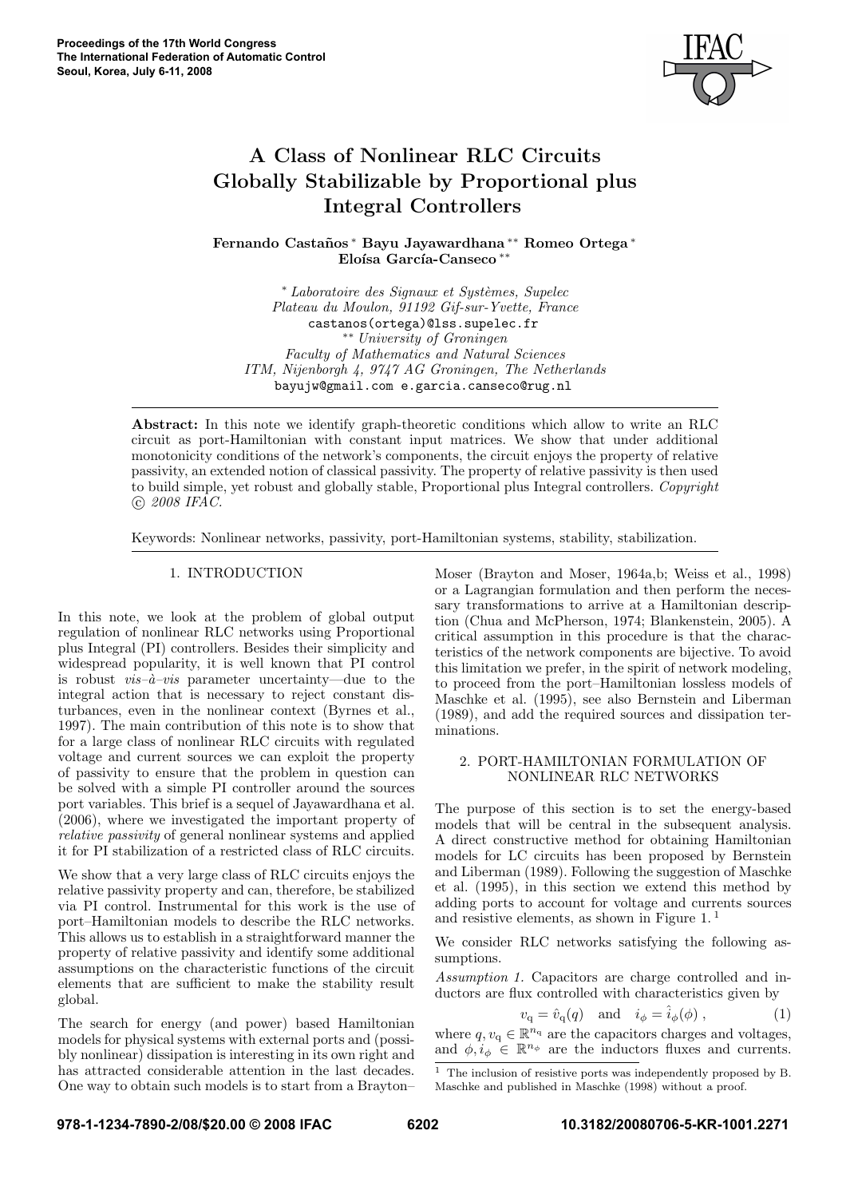# A Class of Nonlinear RLC Circuits Globally Stabilizable by Proportional plus Integral Controllers

**Fernando Castaños** [*] **Bayu Jayawardhana** [**] **Romeo Ortega** [*] **Eloísa García-Canseco** [**]

[*] *Laboratoire des Signaux et Systèmes, Supelec Plateau du Moulon, 91192 Gif-sur-Yvette, France*
castanos(ortega)@lss.supelec.fr
[**] *University of Groningen Faculty of Mathematics and Natural Sciences ITM, Nijenborgh 4, 9747 AG Groningen, The Netherlands*
bayujw@gmail.com e.garcia.canseco@rug.nl

**Abstract:** In this note we identify graph-theoretic conditions which allow to write an RLC circuit as port-Hamiltonian with constant input matrices. We show that under additional monotonicity conditions of the network's components, the circuit enjoys the property of relative passivity, an extended notion of classical passivity. The property of relative passivity is then used to build simple, yet robust and globally stable, Proportional plus Integral controllers. *Copyright © 2008 IFAC.*

Keywords: Nonlinear networks, passivity, port-Hamiltonian systems, stability, stabilization.

## 1. INTRODUCTION

In this note, we look at the problem of global output regulation of nonlinear RLC networks using Proportional plus Integral (PI) controllers. Besides their simplicity and widespread popularity, it is well known that PI control is robust *vis–à–vis* parameter uncertainty—due to the integral action that is necessary to reject constant disturbances, even in the nonlinear context (Byrnes et al., 1997). The main contribution of this note is to show that for a large class of nonlinear RLC circuits with regulated voltage and current sources we can exploit the property of passivity to ensure that the problem in question can be solved with a simple PI controller around the sources port variables. This brief is a sequel of Jayawardhana et al. (2006), where we investigated the important property of *relative passivity* of general nonlinear systems and applied it for PI stabilization of a restricted class of RLC circuits.

We show that a very large class of RLC circuits enjoys the relative passivity property and can, therefore, be stabilized via PI control. Instrumental for this work is the use of port–Hamiltonian models to describe the RLC networks. This allows us to establish in a straightforward manner the property of relative passivity and identify some additional assumptions on the characteristic functions of the circuit elements that are sufficient to make the stability result global.

The search for energy (and power) based Hamiltonian models for physical systems with external ports and (possibly nonlinear) dissipation is interesting in its own right and has attracted considerable attention in the last decades. One way to obtain such models is to start from a Brayton–Moser (Brayton and Moser, 1964a,b; Weiss et al., 1998) or a Lagrangian formulation and then perform the necessary transformations to arrive at a Hamiltonian description (Chua and McPherson, 1974; Blankenstein, 2005). A critical assumption in this procedure is that the characteristics of the network components are bijective. To avoid this limitation we prefer, in the spirit of network modeling, to proceed from the port–Hamiltonian lossless models of Maschke et al. (1995), see also Bernstein and Liberman (1989), and add the required sources and dissipation terminations.

## 2. PORT-HAMILTONIAN FORMULATION OF NONLINEAR RLC NETWORKS

The purpose of this section is to set the energy-based models that will be central in the subsequent analysis. A direct constructive method for obtaining Hamiltonian models for LC circuits has been proposed by Bernstein and Liberman (1989). Following the suggestion of Maschke et al. (1995), in this section we extend this method by adding ports to account for voltage and currents sources and resistive elements, as shown in Figure 1. [1]

We consider RLC networks satisfying the following assumptions.

*Assumption 1.* Capacitors are charge controlled and inductors are flux controlled with characteristics given by

$$v_{\mathrm{q}} = \hat{v}_{\mathrm{q}}(q) \quad \text{and} \quad i_{\phi} = \hat{i}_{\phi}(\phi) \,, \tag{1}$$

where $q, v_{\mathrm{q}} \in \mathbb{R}^{n_{\mathrm{q}}}$ are the capacitors charges and voltages, and $\phi, i_{\phi} \in \mathbb{R}^{n_{\phi}}$ are the inductors fluxes and currents.

[1] The inclusion of resistive ports was independently proposed by B. Maschke and published in Maschke (1998) without a proof.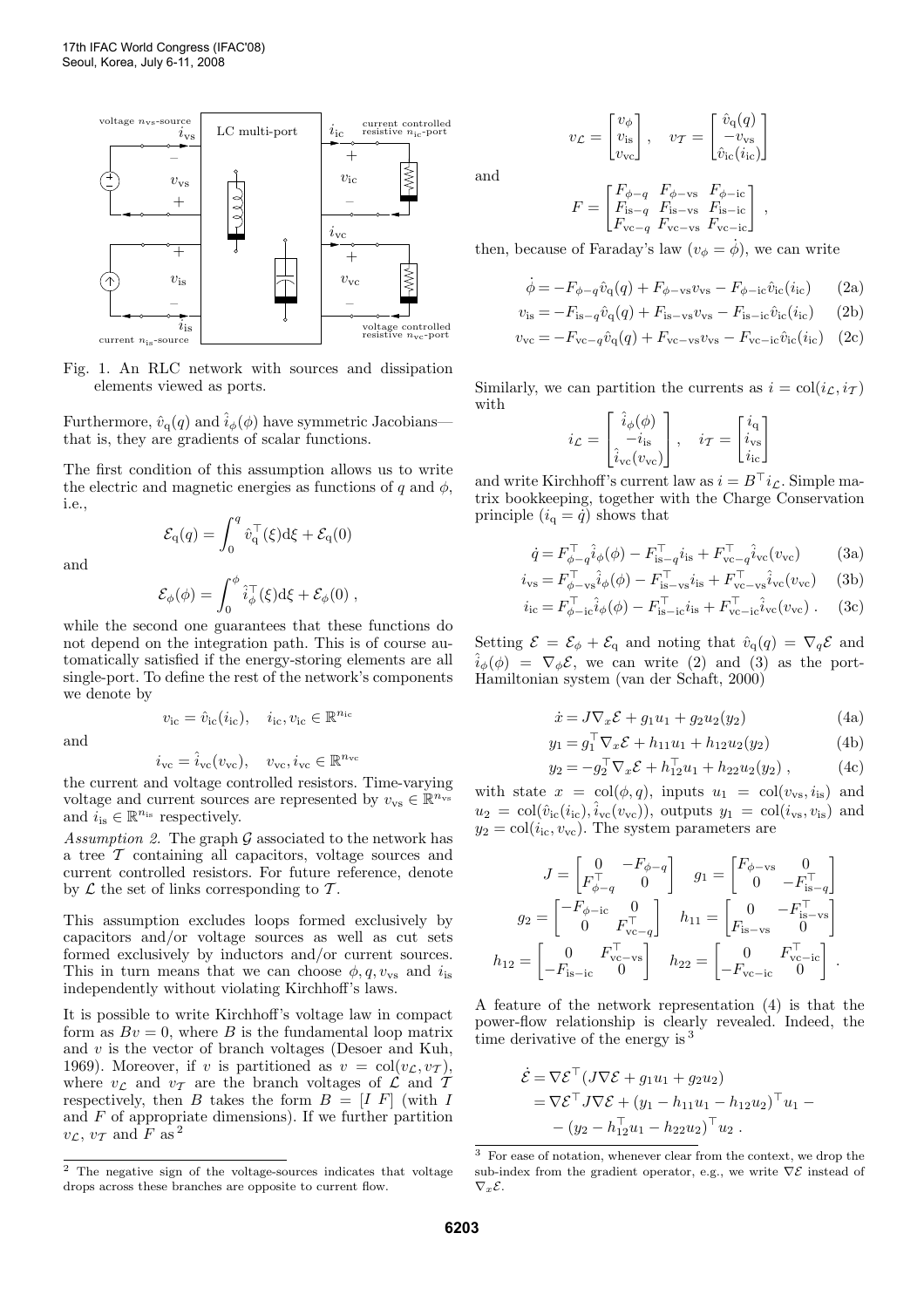Fig. 1. An RLC network with sources and dissipation elements viewed as ports.

Furthermore, $\hat{v}_{\mathrm{q}}(q)$ and $\hat{i}_\phi(\phi)$ have symmetric Jacobians—that is, they are gradients of scalar functions.

The first condition of this assumption allows us to write the electric and magnetic energies as functions of $q$ and $\phi$, i.e.,

$$\mathcal{E}_{\mathrm{q}}(q) = \int_0^q \hat{v}_{\mathrm{q}}^\top(\xi)\mathrm{d}\xi + \mathcal{E}_{\mathrm{q}}(0)$$

and

$$\mathcal{E}_\phi(\phi) = \int_0^\phi \hat{i}_\phi^\top(\xi)\mathrm{d}\xi + \mathcal{E}_\phi(0) \,,$$

while the second one guarantees that these functions do not depend on the integration path. This is of course automatically satisfied if the energy-storing elements are all single-port. To define the rest of the network's components we denote by

$$v_{\mathrm{ic}} = \hat{v}_{\mathrm{ic}}(i_{\mathrm{ic}}), \quad i_{\mathrm{ic}}, v_{\mathrm{ic}} \in \mathbb{R}^{n_{\mathrm{ic}}}$$

and

$$i_{\mathrm{vc}} = \hat{i}_{\mathrm{vc}}(v_{\mathrm{vc}}), \quad v_{\mathrm{vc}}, i_{\mathrm{vc}} \in \mathbb{R}^{n_{\mathrm{vc}}}$$

the current and voltage controlled resistors. Time-varying voltage and current sources are represented by $v_{\mathrm{vs}} \in \mathbb{R}^{n_{\mathrm{vs}}}$ and $i_{\mathrm{is}} \in \mathbb{R}^{n_{\mathrm{is}}}$ respectively.

*Assumption 2.* The graph $\mathcal{G}$ associated to the network has a tree $\mathcal{T}$ containing all capacitors, voltage sources and current controlled resistors. For future reference, denote by $\mathcal{L}$ the set of links corresponding to $\mathcal{T}$.

This assumption excludes loops formed exclusively by capacitors and/or voltage sources as well as cut sets formed exclusively by inductors and/or current sources. This in turn means that we can choose $\phi, q, v_{\mathrm{vs}}$ and $i_{\mathrm{is}}$ independently without violating Kirchhoff's laws.

It is possible to write Kirchhoff's voltage law in compact form as $Bv = 0$, where $B$ is the fundamental loop matrix and $v$ is the vector of branch voltages (Desoer and Kuh, 1969). Moreover, if $v$ is partitioned as $v = \mathrm{col}(v_{\mathcal{L}}, v_{\mathcal{T}})$, where $v_{\mathcal{L}}$ and $v_{\mathcal{T}}$ are the branch voltages of $\mathcal{L}$ and $\mathcal{T}$ respectively, then $B$ takes the form $B = [I \; F]$ (with $I$ and $F$ of appropriate dimensions). If we further partition $v_{\mathcal{L}}$, $v_{\mathcal{T}}$ and $F$ as [2]

[2] The negative sign of the voltage-sources indicates that voltage drops across these branches are opposite to current flow.

$$v_{\mathcal{L}} = \begin{bmatrix} v_\phi \\ v_{\mathrm{is}} \\ v_{\mathrm{vc}} \end{bmatrix}, \quad v_{\mathcal{T}} = \begin{bmatrix} \hat{v}_{\mathrm{q}}(q) \\ -v_{\mathrm{vs}} \\ \hat{v}_{\mathrm{ic}}(i_{\mathrm{ic}}) \end{bmatrix}$$

and

$$F = \begin{bmatrix} F_{\phi-q} & F_{\phi-\mathrm{vs}} & F_{\phi-\mathrm{ic}} \\ F_{\mathrm{is}-q} & F_{\mathrm{is}-\mathrm{vs}} & F_{\mathrm{is}-\mathrm{ic}} \\ F_{\mathrm{vc}-q} & F_{\mathrm{vc}-\mathrm{vs}} & F_{\mathrm{vc}-\mathrm{ic}} \end{bmatrix} ,$$

then, because of Faraday's law ($v_\phi = \dot{\phi}$), we can write

$$\dot{\phi} = -F_{\phi-q}\hat{v}_{\mathrm{q}}(q) + F_{\phi-\mathrm{vs}}v_{\mathrm{vs}} - F_{\phi-\mathrm{ic}}\hat{v}_{\mathrm{ic}}(i_{\mathrm{ic}}) \tag{2a}$$

$$v_{\mathrm{is}} = -F_{\mathrm{is}-q}\hat{v}_{\mathrm{q}}(q) + F_{\mathrm{is}-\mathrm{vs}}v_{\mathrm{vs}} - F_{\mathrm{is}-\mathrm{ic}}\hat{v}_{\mathrm{ic}}(i_{\mathrm{ic}}) \tag{2b}$$

$$v_{\mathrm{vc}} = -F_{\mathrm{vc}-q}\hat{v}_{\mathrm{q}}(q) + F_{\mathrm{vc}-\mathrm{vs}}v_{\mathrm{vs}} - F_{\mathrm{vc}-\mathrm{ic}}\hat{v}_{\mathrm{ic}}(i_{\mathrm{ic}}) \tag{2c}$$

Similarly, we can partition the currents as $i = \mathrm{col}(i_{\mathcal{L}}, i_{\mathcal{T}})$ with

$$i_{\mathcal{L}} = \begin{bmatrix} \hat{i}_\phi(\phi) \\ -i_{\mathrm{is}} \\ \hat{i}_{\mathrm{vc}}(v_{\mathrm{vc}}) \end{bmatrix}, \quad i_{\mathcal{T}} = \begin{bmatrix} i_{\mathrm{q}} \\ i_{\mathrm{vs}} \\ i_{\mathrm{ic}} \end{bmatrix}$$

and write Kirchhoff's current law as $i = B^\top i_{\mathcal{L}}$. Simple matrix bookkeeping, together with the Charge Conservation principle ($i_{\mathrm{q}} = \dot{q}$) shows that

$$\dot{q} = F_{\phi-q}^\top \hat{i}_\phi(\phi) - F_{\mathrm{is}-q}^\top i_{\mathrm{is}} + F_{\mathrm{vc}-q}^\top \hat{i}_{\mathrm{vc}}(v_{\mathrm{vc}}) \tag{3a}$$

$$i_{\mathrm{vs}} = F_{\phi-\mathrm{vs}}^\top \hat{i}_\phi(\phi) - F_{\mathrm{is}-\mathrm{vs}}^\top i_{\mathrm{is}} + F_{\mathrm{vc}-\mathrm{vs}}^\top \hat{i}_{\mathrm{vc}}(v_{\mathrm{vc}}) \tag{3b}$$

$$i_{\mathrm{ic}} = F_{\phi-\mathrm{ic}}^\top \hat{i}_\phi(\phi) - F_{\mathrm{is}-\mathrm{ic}}^\top i_{\mathrm{is}} + F_{\mathrm{vc}-\mathrm{ic}}^\top \hat{i}_{\mathrm{vc}}(v_{\mathrm{vc}}) \,. \tag{3c}$$

Setting $\mathcal{E} = \mathcal{E}_\phi + \mathcal{E}_{\mathrm{q}}$ and noting that $\hat{v}_{\mathrm{q}}(q) = \nabla_q \mathcal{E}$ and $\hat{i}_\phi(\phi) = \nabla_\phi \mathcal{E}$, we can write (2) and (3) as the port-Hamiltonian system (van der Schaft, 2000)

$$\dot{x} = J\nabla_x \mathcal{E} + g_1 u_1 + g_2 u_2(y_2) \tag{4a}$$

$$y_1 = g_1^\top \nabla_x \mathcal{E} + h_{11}u_1 + h_{12}u_2(y_2) \tag{4b}$$

$$y_2 = -g_2^\top \nabla_x \mathcal{E} + h_{12}^\top u_1 + h_{22}u_2(y_2) \,, \tag{4c}$$

with state $x = \mathrm{col}(\phi, q)$, inputs $u_1 = \mathrm{col}(v_{\mathrm{vs}}, i_{\mathrm{is}})$ and $u_2 = \mathrm{col}(\hat{v}_{\mathrm{ic}}(i_{\mathrm{ic}}), \hat{i}_{\mathrm{vc}}(v_{\mathrm{vc}}))$, outputs $y_1 = \mathrm{col}(i_{\mathrm{vs}}, v_{\mathrm{is}})$ and $y_2 = \mathrm{col}(i_{\mathrm{ic}}, v_{\mathrm{vc}})$. The system parameters are

$$J = \begin{bmatrix} 0 & -F_{\phi-q} \\ F_{\phi-q}^\top & 0 \end{bmatrix} \quad g_1 = \begin{bmatrix} F_{\phi-\mathrm{vs}} & 0 \\ 0 & -F_{\mathrm{is}-q}^\top \end{bmatrix}$$

$$g_2 = \begin{bmatrix} -F_{\phi-\mathrm{ic}} & 0 \\ 0 & F_{\mathrm{vc}-q}^\top \end{bmatrix} \quad h_{11} = \begin{bmatrix} 0 & -F_{\mathrm{is}-\mathrm{vs}}^\top \\ F_{\mathrm{is}-\mathrm{vs}} & 0 \end{bmatrix}$$

$$h_{12} = \begin{bmatrix} 0 & F_{\mathrm{vc}-\mathrm{vs}}^\top \\ -F_{\mathrm{is}-\mathrm{ic}} & 0 \end{bmatrix} \quad h_{22} = \begin{bmatrix} 0 & F_{\mathrm{vc}-\mathrm{ic}}^\top \\ -F_{\mathrm{vc}-\mathrm{ic}} & 0 \end{bmatrix} .$$

A feature of the network representation (4) is that the power-flow relationship is clearly revealed. Indeed, the time derivative of the energy is [3]

$$\begin{aligned} \dot{\mathcal{E}} &= \nabla\mathcal{E}^\top(J\nabla\mathcal{E} + g_1 u_1 + g_2 u_2) \\ &= \nabla\mathcal{E}^\top J\nabla\mathcal{E} + (y_1 - h_{11}u_1 - h_{12}u_2)^\top u_1 - \\ &\quad - (y_2 - h_{12}^\top u_1 - h_{22}u_2)^\top u_2 \,. \end{aligned}$$

[3] For ease of notation, whenever clear from the context, we drop the sub-index from the gradient operator, e.g., we write $\nabla\mathcal{E}$ instead of $\nabla_x\mathcal{E}$.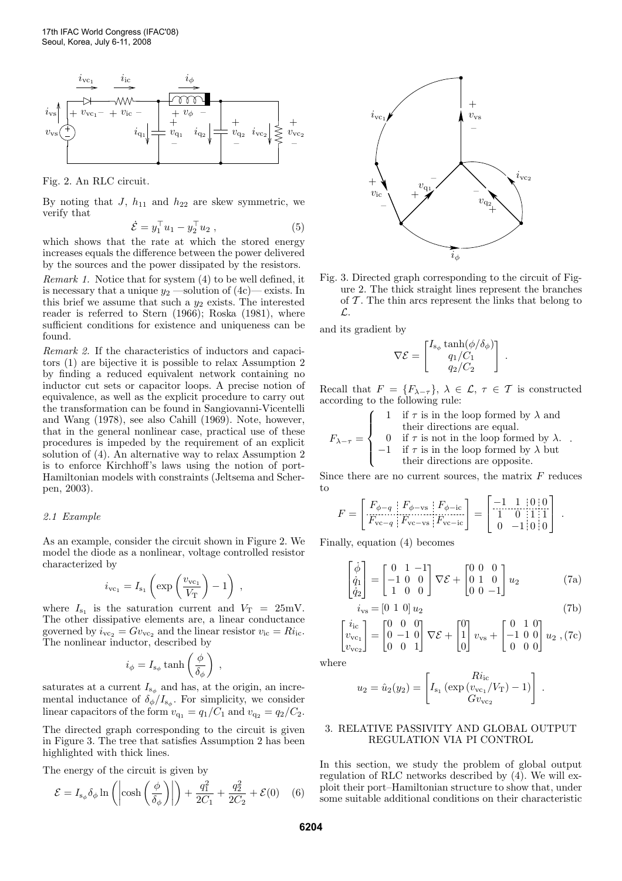Fig. 2. An RLC circuit.

By noting that $J$, $h_{11}$ and $h_{22}$ are skew symmetric, we verify that

$$\dot{\mathcal{E}} = y_1^\top u_1 - y_2^\top u_2 \;, \tag{5}$$

which shows that the rate at which the stored energy increases equals the difference between the power delivered by the sources and the power dissipated by the resistors.

*Remark 1.* Notice that for system (4) to be well defined, it is necessary that a unique $y_2$ —solution of (4c)— exists. In this brief we assume that such a $y_2$ exists. The interested reader is referred to Stern (1966); Roska (1981), where sufficient conditions for existence and uniqueness can be found.

*Remark 2.* If the characteristics of inductors and capacitors (1) are bijective it is possible to relax Assumption 2 by finding a reduced equivalent network containing no inductor cut sets or capacitor loops. A precise notion of equivalence, as well as the explicit procedure to carry out the transformation can be found in Sangiovanni-Vicentelli and Wang (1978), see also Cahill (1969). Note, however, that in the general nonlinear case, practical use of these procedures is impeded by the requirement of an explicit solution of (4). An alternative way to relax Assumption 2 is to enforce Kirchhoff's laws using the notion of port-Hamiltonian models with constraints (Jeltsema and Scherpen, 2003).

### 2.1 Example

As an example, consider the circuit shown in Figure 2. We model the diode as a nonlinear, voltage controlled resistor characterized by

$$i_{\mathrm{vc}_1} = I_{\mathrm{s}_1}\left(\exp\left(\frac{v_{\mathrm{vc}_1}}{V_{\mathrm{T}}}\right) - 1\right) \;,$$

where $I_{\mathrm{s}_1}$ is the saturation current and $V_{\mathrm{T}} = 25\mathrm{mV}$. The other dissipative elements are, a linear conductance governed by $i_{\mathrm{vc}_2} = G v_{\mathrm{vc}_2}$ and the linear resistor $v_{\mathrm{ic}} = R i_{\mathrm{ic}}$. The nonlinear inductor, described by

$$i_\phi = I_{\mathrm{s}_\phi}\tanh\left(\frac{\phi}{\delta_\phi}\right) \;,$$

saturates at a current $I_{\mathrm{s}_\phi}$ and has, at the origin, an incremental inductance of $\delta_\phi / I_{\mathrm{s}_\phi}$. For simplicity, we consider linear capacitors of the form $v_{\mathrm{q}_1} = q_1/C_1$ and $v_{\mathrm{q}_2} = q_2/C_2$.

The directed graph corresponding to the circuit is given in Figure 3. The tree that satisfies Assumption 2 has been highlighted with thick lines.

The energy of the circuit is given by

$$\mathcal{E} = I_{\mathrm{s}_\phi}\delta_\phi \ln\left(\left|\cosh\left(\frac{\phi}{\delta_\phi}\right)\right|\right) + \frac{q_1^2}{2C_1} + \frac{q_2^2}{2C_2} + \mathcal{E}(0) \tag{6}$$

Fig. 3. Directed graph corresponding to the circuit of Figure 2. The thick straight lines represent the branches of $\mathcal{T}$. The thin arcs represent the links that belong to $\mathcal{L}$.

and its gradient by

$$\nabla\mathcal{E} = \begin{bmatrix} I_{\mathrm{s}_\phi}\tanh(\phi/\delta_\phi) \\ q_1/C_1 \\ q_2/C_2 \end{bmatrix} \;.$$

Recall that $F = \{F_{\lambda-\tau}\}$, $\lambda \in \mathcal{L}$, $\tau \in \mathcal{T}$ is constructed according to the following rule:

$$F_{\lambda-\tau} = \begin{cases} 1 & \text{if } \tau \text{ is in the loop formed by } \lambda \text{ and their directions are equal.} \\ 0 & \text{if } \tau \text{ is not in the loop formed by } \lambda. \\ -1 & \text{if } \tau \text{ is in the loop formed by } \lambda \text{ but their directions are opposite.} \end{cases}$$

Since there are no current sources, the matrix $F$ reduces to

$$F = \left[\begin{array}{c|c|c} F_{\phi-q} & F_{\phi-\mathrm{vs}} & F_{\phi-\mathrm{ic}} \\ \hline F_{\mathrm{vc}-q} & F_{\mathrm{vc}-\mathrm{vs}} & F_{\mathrm{vc}-\mathrm{ic}} \end{array}\right] = \left[\begin{array}{cc|c|c} -1 & 1 & 0 & 0 \\ \hline 1 & 0 & 1 & 1 \\ 0 & -1 & 0 & 0 \end{array}\right] \;.$$

Finally, equation (4) becomes

$$\begin{bmatrix} \dot\phi \\ \dot q_1 \\ \dot q_2 \end{bmatrix} = \begin{bmatrix} 0 & 1 & -1 \\ -1 & 0 & 0 \\ 1 & 0 & 0 \end{bmatrix} \nabla\mathcal{E} + \begin{bmatrix} 0 & 0 & 0 \\ 0 & 1 & 0 \\ 0 & 0 & -1 \end{bmatrix} u_2 \tag{7a}$$

$$i_{\mathrm{vs}} = [0 \; 1 \; 0]\, u_2 \tag{7b}$$

$$\begin{bmatrix} i_{\mathrm{ic}} \\ v_{\mathrm{vc}_1} \\ v_{\mathrm{vc}_2} \end{bmatrix} = \begin{bmatrix} 0 & 0 & 0 \\ 0 & -1 & 0 \\ 0 & 0 & 1 \end{bmatrix} \nabla\mathcal{E} + \begin{bmatrix} 0 \\ 1 \\ 0 \end{bmatrix} v_{\mathrm{vs}} + \begin{bmatrix} 0 & 1 & 0 \\ -1 & 0 & 0 \\ 0 & 0 & 0 \end{bmatrix} u_2 \;, \tag{7c}$$

where

$$u_2 = \hat{u}_2(y_2) = \begin{bmatrix} R i_{\mathrm{ic}} \\ I_{\mathrm{s}_1}\left(\exp\left(v_{\mathrm{vc}_1}/V_{\mathrm{T}}\right) - 1\right) \\ G v_{\mathrm{vc}_2} \end{bmatrix} \;.$$

## 3. RELATIVE PASSIVITY AND GLOBAL OUTPUT REGULATION VIA PI CONTROL

In this section, we study the problem of global output regulation of RLC networks described by (4). We will exploit their port–Hamiltonian structure to show that, under some suitable additional conditions on their characteristic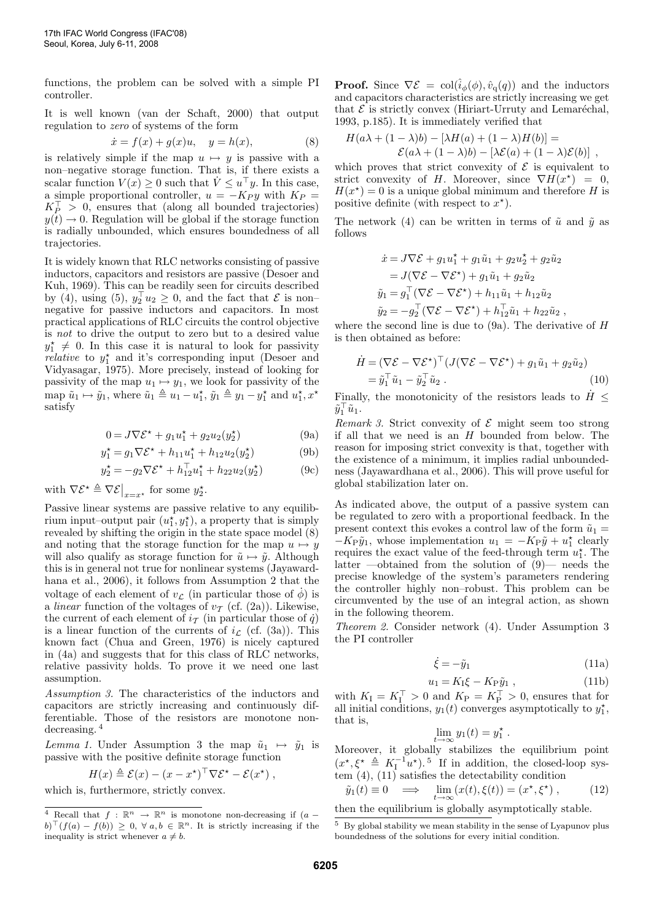functions, the problem can be solved with a simple PI controller.

It is well known (van der Schaft, 2000) that output regulation to *zero* of systems of the form

$$\dot{x} = f(x) + g(x)u, \quad y = h(x), \tag{8}$$

is relatively simple if the map $u \mapsto y$ is passive with a non–negative storage function. That is, if there exists a scalar function $V(x) \geq 0$ such that $\dot{V} \leq u^\top y$. In this case, a simple proportional controller, $u = -K_P y$ with $K_P = K_P^\top > 0$, ensures that (along all bounded trajectories) $y(t) \to 0$. Regulation will be global if the storage function is radially unbounded, which ensures boundedness of all trajectories.

It is widely known that RLC networks consisting of passive inductors, capacitors and resistors are passive (Desoer and Kuh, 1969). This can be readily seen for circuits described by (4), using (5), $y_2^\top u_2 \geq 0$, and the fact that $\mathcal{E}$ is non–negative for passive inductors and capacitors. In most practical applications of RLC circuits the control objective is *not* to drive the output to zero but to a desired value $y_1^\star \neq 0$. In this case it is natural to look for passivity *relative* to $y_1^\star$ and it's corresponding input (Desoer and Vidyasagar, 1975). More precisely, instead of looking for passivity of the map $u_1 \mapsto y_1$, we look for passivity of the map $\tilde{u}_1 \mapsto \tilde{y}_1$, where $\tilde{u}_1 \triangleq u_1 - u_1^\star$, $\tilde{y}_1 \triangleq y_1 - y_1^\star$ and $u_1^\star, x^\star$ satisfy

$$0 = J\nabla\mathcal{E}^\star + g_1 u_1^\star + g_2 u_2(y_2^\star) \tag{9a}$$

$$y_1^\star = g_1 \nabla\mathcal{E}^\star + h_{11} u_1^\star + h_{12} u_2(y_2^\star) \tag{9b}$$

$$y_2^\star = -g_2 \nabla\mathcal{E}^\star + h_{12}^\top u_1^\star + h_{22} u_2(y_2^\star) \tag{9c}$$

with $\nabla\mathcal{E}^\star \triangleq \nabla\mathcal{E}\big|_{x=x^\star}$ for some $y_2^\star$.

Passive linear systems are passive relative to any equilibrium input–output pair $(u_1^\star, y_1^\star)$, a property that is simply revealed by shifting the origin in the state space model (8) and noting that the storage function for the map $u \mapsto y$ will also qualify as storage function for $\tilde{u} \mapsto \tilde{y}$. Although this is in general not true for nonlinear systems (Jayawardhana et al., 2006), it follows from Assumption 2 that the voltage of each element of $v_{\mathcal{L}}$ (in particular those of $\dot{\phi}$) is a *linear* function of the voltages of $v_{\mathcal{T}}$ (cf. (2a)). Likewise, the current of each element of $i_{\mathcal{T}}$ (in particular those of $\dot{q}$) is a linear function of the currents of $i_{\mathcal{L}}$ (cf. (3a)). This known fact (Chua and Green, 1976) is nicely captured in (4a) and suggests that for this class of RLC networks, relative passivity holds. To prove it we need one last assumption.

*Assumption 3.* The characteristics of the inductors and capacitors are strictly increasing and continuously differentiable. Those of the resistors are monotone non-decreasing. [4]

*Lemma 1.* Under Assumption 3 the map $\tilde{u}_1 \mapsto \tilde{y}_1$ is passive with the positive definite storage function

$$H(x) \triangleq \mathcal{E}(x) - (x - x^\star)^\top \nabla\mathcal{E}^\star - \mathcal{E}(x^\star),$$

which is, furthermore, strictly convex.

**Proof.** Since $\nabla\mathcal{E} = \mathrm{col}(\hat{i}_\phi(\phi), \hat{v}_q(q))$ and the inductors and capacitors characteristics are strictly increasing we get that $\mathcal{E}$ is strictly convex (Hiriart-Urruty and Lemaréchal, 1993, p.185). It is immediately verified that

$$H(a\lambda + (1-\lambda)b) - [\lambda H(a) + (1-\lambda)H(b)] = \mathcal{E}(a\lambda + (1-\lambda)b) - [\lambda\mathcal{E}(a) + (1-\lambda)\mathcal{E}(b)],$$

which proves that strict convexity of $\mathcal{E}$ is equivalent to strict convexity of $H$. Moreover, since $\nabla H(x^\star) = 0$, $H(x^\star) = 0$ is a unique global minimum and therefore $H$ is positive definite (with respect to $x^\star$).

The network (4) can be written in terms of $\tilde{u}$ and $\tilde{y}$ as follows

$$\begin{aligned}
\dot{x} &= J\nabla\mathcal{E} + g_1 u_1^\star + g_1\tilde{u}_1 + g_2 u_2^\star + g_2\tilde{u}_2 \\
&= J(\nabla\mathcal{E} - \nabla\mathcal{E}^\star) + g_1\tilde{u}_1 + g_2\tilde{u}_2 \\
\tilde{y}_1 &= g_1^\top(\nabla\mathcal{E} - \nabla\mathcal{E}^\star) + h_{11}\tilde{u}_1 + h_{12}\tilde{u}_2 \\
\tilde{y}_2 &= -g_2^\top(\nabla\mathcal{E} - \nabla\mathcal{E}^\star) + h_{12}^\top\tilde{u}_1 + h_{22}\tilde{u}_2,
\end{aligned}$$

where the second line is due to (9a). The derivative of $H$ is then obtained as before:

$$\begin{aligned}
\dot{H} &= (\nabla\mathcal{E} - \nabla\mathcal{E}^\star)^\top (J(\nabla\mathcal{E} - \nabla\mathcal{E}^\star) + g_1\tilde{u}_1 + g_2\tilde{u}_2) \\
&= \tilde{y}_1^\top\tilde{u}_1 - \tilde{y}_2^\top\tilde{u}_2.
\end{aligned} \tag{10}$$

Finally, the monotonicity of the resistors leads to $\dot{H} \leq \tilde{y}_1^\top\tilde{u}_1$.

*Remark 3.* Strict convexity of $\mathcal{E}$ might seem too strong if all that we need is an $H$ bounded from below. The reason for imposing strict convexity is that, together with the existence of a minimum, it implies radial unboundedness (Jayawardhana et al., 2006). This will prove useful for global stabilization later on.

As indicated above, the output of a passive system can be regulated to zero with a proportional feedback. In the present context this evokes a control law of the form $\tilde{u}_1 = -K_P\tilde{y}_1$, whose implementation $u_1 = -K_P\tilde{y} + u_1^\star$ clearly requires the exact value of the feed-through term $u_1^\star$. The latter —obtained from the solution of (9)— needs the precise knowledge of the system's parameters rendering the controller highly non–robust. This problem can be circumvented by the use of an integral action, as shown in the following theorem.

*Theorem 2.* Consider network (4). Under Assumption 3 the PI controller

$$\dot{\xi} = -\tilde{y}_1 \tag{11a}$$

$$u_1 = K_I\xi - K_P\tilde{y}_1, \tag{11b}$$

with $K_I = K_I^\top > 0$ and $K_P = K_P^\top > 0$, ensures that for all initial conditions, $y_1(t)$ converges asymptotically to $y_1^\star$, that is,

$$\lim_{t\to\infty} y_1(t) = y_1^\star.$$

Moreover, it globally stabilizes the equilibrium point $(x^\star, \xi^\star \triangleq K_I^{-1}u^\star)$. [5] If in addition, the closed-loop system (4), (11) satisfies the detectability condition

$$\tilde{y}_1(t) \equiv 0 \implies \lim_{t\to\infty}(x(t), \xi(t)) = (x^\star, \xi^\star), \tag{12}$$

then the equilibrium is globally asymptotically stable.

---

[4] Recall that $f : \mathbb{R}^n \to \mathbb{R}^n$ is monotone non-decreasing if $(a - b)^\top(f(a) - f(b)) \geq 0$, $\forall\, a, b \in \mathbb{R}^n$. It is strictly increasing if the inequality is strict whenever $a \neq b$.

[5] By global stability we mean stability in the sense of Lyapunov plus boundedness of the solutions for every initial condition.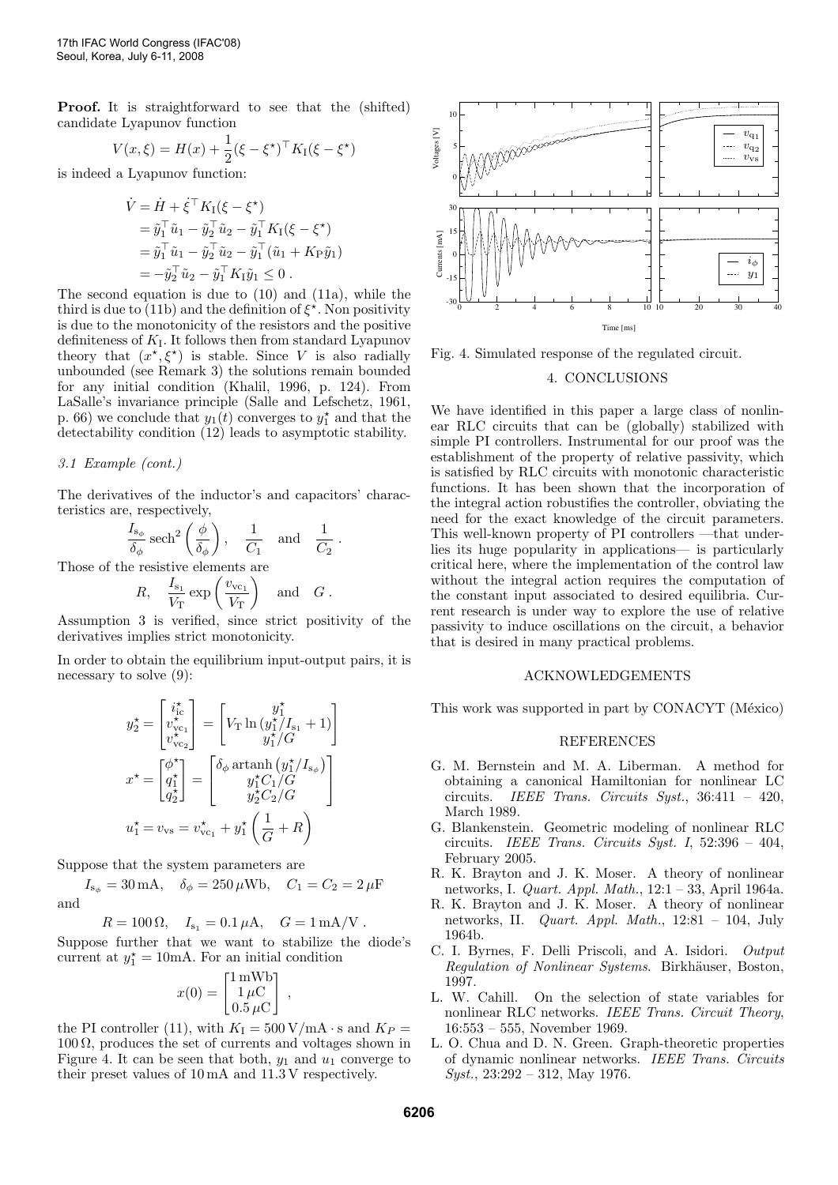**Proof.** It is straightforward to see that the (shifted) candidate Lyapunov function

$$V(x,\xi) = H(x) + \frac{1}{2}(\xi - \xi^\star)^\top K_\mathrm{I}(\xi - \xi^\star)$$

is indeed a Lyapunov function:

$$\begin{aligned}
\dot{V} &= \dot{H} + \dot{\xi}^\top K_\mathrm{I}(\xi - \xi^\star) \\
&= \tilde{y}_1^\top \tilde{u}_1 - \tilde{y}_2^\top \tilde{u}_2 - \tilde{y}_1^\top K_\mathrm{I}(\xi - \xi^\star) \\
&= \tilde{y}_1^\top \tilde{u}_1 - \tilde{y}_2^\top \tilde{u}_2 - \tilde{y}_1^\top (\tilde{u}_1 + K_\mathrm{P}\tilde{y}_1) \\
&= -\tilde{y}_2^\top \tilde{u}_2 - \tilde{y}_1^\top K_\mathrm{I}\tilde{y}_1 \leq 0 \,.
\end{aligned}$$

The second equation is due to (10) and (11a), while the third is due to (11b) and the definition of $\xi^\star$. Non positivity is due to the monotonicity of the resistors and the positive definiteness of $K_\mathrm{I}$. It follows then from standard Lyapunov theory that $(x^\star, \xi^\star)$ is stable. Since $V$ is also radially unbounded (see Remark 3) the solutions remain bounded for any initial condition (Khalil, 1996, p. 124). From LaSalle's invariance principle (Salle and Lefschetz, 1961, p. 66) we conclude that $y_1(t)$ converges to $y_1^\star$ and that the detectability condition (12) leads to asymptotic stability.

### 3.1 Example (cont.)

The derivatives of the inductor's and capacitors' characteristics are, respectively,

$$\frac{I_{\mathrm{s}_\phi}}{\delta_\phi}\,\mathrm{sech}^2\left(\frac{\phi}{\delta_\phi}\right), \quad \frac{1}{C_1} \quad \text{and} \quad \frac{1}{C_2} \,.$$

Those of the resistive elements are

$$R, \quad \frac{I_{\mathrm{s}_1}}{V_\mathrm{T}}\exp\left(\frac{v_{\mathrm{vc}_1}}{V_\mathrm{T}}\right) \quad \text{and} \quad G \,.$$

Assumption 3 is verified, since strict positivity of the derivatives implies strict monotonicity.

In order to obtain the equilibrium input-output pairs, it is necessary to solve (9):

$$y_2^\star = \begin{bmatrix} i_\mathrm{ic}^\star \\ v_{\mathrm{vc}_1}^\star \\ v_{\mathrm{vc}_2}^\star \end{bmatrix} = \begin{bmatrix} y_1^\star \\ V_\mathrm{T}\ln\left(y_1^\star/I_{\mathrm{s}_1} + 1\right) \\ y_1^\star/G \end{bmatrix}$$

$$x^\star = \begin{bmatrix} \phi^\star \\ q_1^\star \\ q_2^\star \end{bmatrix} = \begin{bmatrix} \delta_\phi \,\mathrm{artanh}\left(y_1^\star/I_{\mathrm{s}_\phi}\right) \\ y_1^\star C_1/G \\ y_2^\star C_2/G \end{bmatrix}$$

$$u_1^\star = v_\mathrm{vs} = v_{\mathrm{vc}_1}^\star + y_1^\star\left(\frac{1}{G} + R\right)$$

Suppose that the system parameters are

$$I_{\mathrm{s}_\phi} = 30\,\mathrm{mA}, \quad \delta_\phi = 250\,\mu\mathrm{Wb}, \quad C_1 = C_2 = 2\,\mu\mathrm{F}$$

and

$$R = 100\,\Omega, \quad I_{\mathrm{s}_1} = 0.1\,\mu\mathrm{A}, \quad G = 1\,\mathrm{mA/V} \,.$$

Suppose further that we want to stabilize the diode's current at $y_1^\star = 10\mathrm{mA}$. For an initial condition

$$x(0) = \begin{bmatrix} 1\,\mathrm{mWb} \\ 1\,\mu\mathrm{C} \\ 0.5\,\mu\mathrm{C} \end{bmatrix} ,$$

the PI controller (11), with $K_\mathrm{I} = 500\,\mathrm{V/mA}\cdot\mathrm{s}$ and $K_P = 100\,\Omega$, produces the set of currents and voltages shown in Figure 4. It can be seen that both, $y_1$ and $u_1$ converge to their preset values of $10\,\mathrm{mA}$ and $11.3\,\mathrm{V}$ respectively.

Fig. 4. Simulated response of the regulated circuit.

## 4. CONCLUSIONS

We have identified in this paper a large class of nonlinear RLC circuits that can be (globally) stabilized with simple PI controllers. Instrumental for our proof was the establishment of the property of relative passivity, which is satisfied by RLC circuits with monotonic characteristic functions. It has been shown that the incorporation of the integral action robustifies the controller, obviating the need for the exact knowledge of the circuit parameters. This well-known property of PI controllers —that underlies its huge popularity in applications— is particularly critical here, where the implementation of the control law without the integral action requires the computation of the constant input associated to desired equilibria. Current research is under way to explore the use of relative passivity to induce oscillations on the circuit, a behavior that is desired in many practical problems.

## ACKNOWLEDGEMENTS

This work was supported in part by CONACYT (México)

## REFERENCES

G. M. Bernstein and M. A. Liberman. A method for obtaining a canonical Hamiltonian for nonlinear LC circuits. *IEEE Trans. Circuits Syst.*, 36:411 – 420, March 1989.

G. Blankenstein. Geometric modeling of nonlinear RLC circuits. *IEEE Trans. Circuits Syst. I*, 52:396 – 404, February 2005.

R. K. Brayton and J. K. Moser. A theory of nonlinear networks, I. *Quart. Appl. Math.*, 12:1 – 33, April 1964a.

R. K. Brayton and J. K. Moser. A theory of nonlinear networks, II. *Quart. Appl. Math.*, 12:81 – 104, July 1964b.

C. I. Byrnes, F. Delli Priscoli, and A. Isidori. *Output Regulation of Nonlinear Systems*. Birkhäuser, Boston, 1997.

L. W. Cahill. On the selection of state variables for nonlinear RLC networks. *IEEE Trans. Circuit Theory*, 16:553 – 555, November 1969.

L. O. Chua and D. N. Green. Graph-theoretic properties of dynamic nonlinear networks. *IEEE Trans. Circuits Syst.*, 23:292 – 312, May 1976.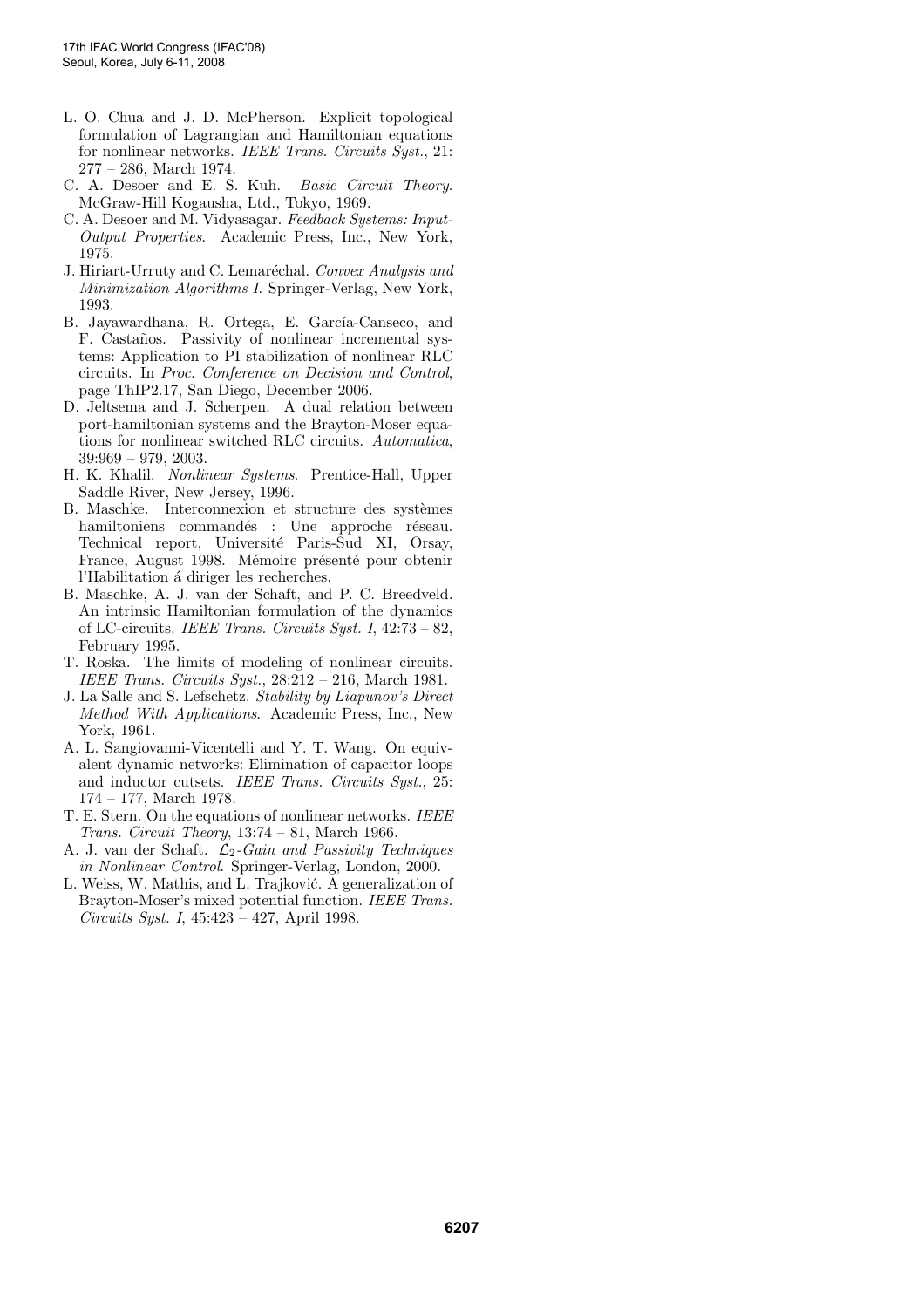- L. O. Chua and J. D. McPherson. Explicit topological formulation of Lagrangian and Hamiltonian equations for nonlinear networks. *IEEE Trans. Circuits Syst.*, 21: 277 – 286, March 1974.
- C. A. Desoer and E. S. Kuh. *Basic Circuit Theory*. McGraw-Hill Kogausha, Ltd., Tokyo, 1969.
- C. A. Desoer and M. Vidyasagar. *Feedback Systems: Input-Output Properties*. Academic Press, Inc., New York, 1975.
- J. Hiriart-Urruty and C. Lemaréchal. *Convex Analysis and Minimization Algorithms I*. Springer-Verlag, New York, 1993.
- B. Jayawardhana, R. Ortega, E. García-Canseco, and F. Castaños. Passivity of nonlinear incremental systems: Application to PI stabilization of nonlinear RLC circuits. In *Proc. Conference on Decision and Control*, page ThIP2.17, San Diego, December 2006.
- D. Jeltsema and J. Scherpen. A dual relation between port-hamiltonian systems and the Brayton-Moser equations for nonlinear switched RLC circuits. *Automatica*, 39:969 – 979, 2003.
- H. K. Khalil. *Nonlinear Systems*. Prentice-Hall, Upper Saddle River, New Jersey, 1996.
- B. Maschke. Interconnexion et structure des systèmes hamiltoniens commandés : Une approche réseau. Technical report, Université Paris-Sud XI, Orsay, France, August 1998. Mémoire présenté pour obtenir l'Habilitation á diriger les recherches.
- B. Maschke, A. J. van der Schaft, and P. C. Breedveld. An intrinsic Hamiltonian formulation of the dynamics of LC-circuits. *IEEE Trans. Circuits Syst. I*, 42:73 – 82, February 1995.
- T. Roska. The limits of modeling of nonlinear circuits. *IEEE Trans. Circuits Syst.*, 28:212 – 216, March 1981.
- J. La Salle and S. Lefschetz. *Stability by Liapunov's Direct Method With Applications*. Academic Press, Inc., New York, 1961.
- A. L. Sangiovanni-Vicentelli and Y. T. Wang. On equivalent dynamic networks: Elimination of capacitor loops and inductor cutsets. *IEEE Trans. Circuits Syst.*, 25: 174 – 177, March 1978.
- T. E. Stern. On the equations of nonlinear networks. *IEEE Trans. Circuit Theory*, 13:74 – 81, March 1966.
- A. J. van der Schaft. *$\mathcal{L}_2$-Gain and Passivity Techniques in Nonlinear Control*. Springer-Verlag, London, 2000.
- L. Weiss, W. Mathis, and L. Trajković. A generalization of Brayton-Moser's mixed potential function. *IEEE Trans. Circuits Syst. I*, 45:423 – 427, April 1998.